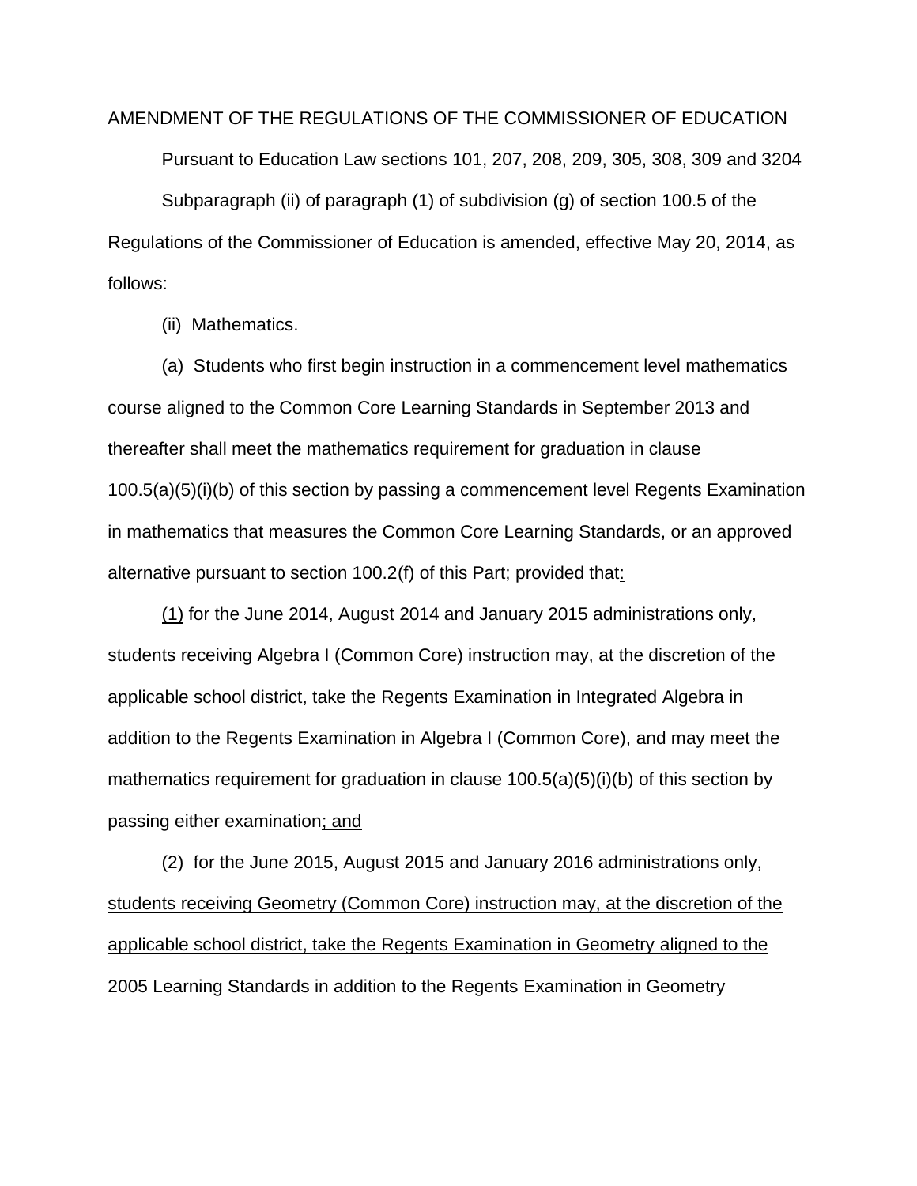AMENDMENT OF THE REGULATIONS OF THE COMMISSIONER OF EDUCATION

Pursuant to Education Law sections 101, 207, 208, 209, 305, 308, 309 and 3204

Subparagraph (ii) of paragraph (1) of subdivision (g) of section 100.5 of the Regulations of the Commissioner of Education is amended, effective May 20, 2014, as follows:

(ii) Mathematics.

(a) Students who first begin instruction in a commencement level mathematics course aligned to the Common Core Learning Standards in September 2013 and thereafter shall meet the mathematics requirement for graduation in clause 100.5(a)(5)(i)(b) of this section by passing a commencement level Regents Examination in mathematics that measures the Common Core Learning Standards, or an approved alternative pursuant to section 100.2(f) of this Part; provided that<u>:</u>

<u>(1)</u> for the June 2014, August 2014 and January 2015 administrations only, students receiving Algebra I (Common Core) instruction may, at the discretion of the applicable school district, take the Regents Examination in Integrated Algebra in addition to the Regents Examination in Algebra I (Common Core), and may meet the mathematics requirement for graduation in clause 100.5(a)(5)(i)(b) of this section by passing either examination<u>; and</u>

<u>(2) for the June 2015, August 2015 and January 2016 administrations only, students receiving Geometry (Common Core) instruction may, at the discretion of the applicable school district, take the Regents Examination in Geometry aligned to the 2005 Learning Standards in addition to the Regents Examination in Geometry</u>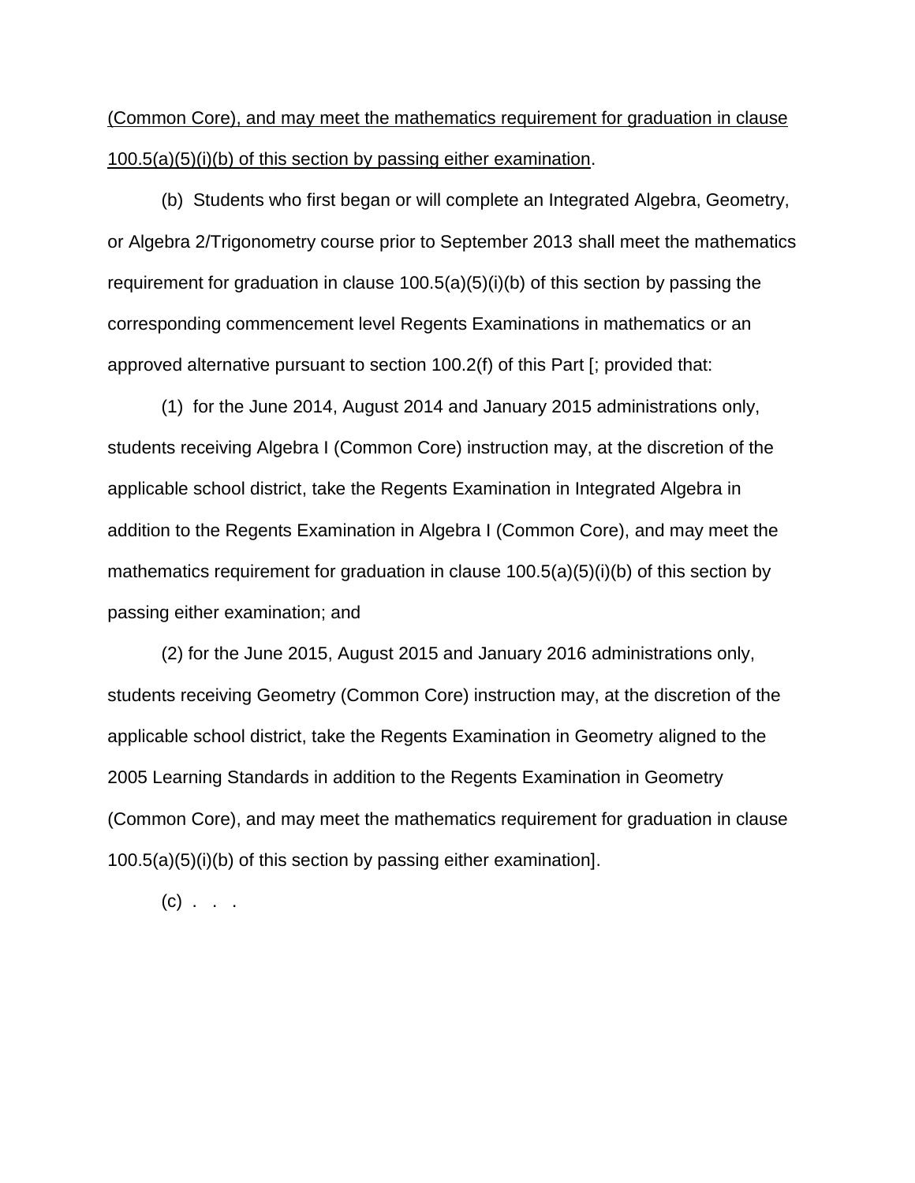<u>(Common Core), and may meet the mathematics requirement for graduation in clause 100.5(a)(5)(i)(b) of this section by passing either examination</u>.

(b) Students who first began or will complete an Integrated Algebra, Geometry, or Algebra 2/Trigonometry course prior to September 2013 shall meet the mathematics requirement for graduation in clause 100.5(a)(5)(i)(b) of this section by passing the corresponding commencement level Regents Examinations in mathematics or an approved alternative pursuant to section 100.2(f) of this Part [; provided that:

(1) for the June 2014, August 2014 and January 2015 administrations only, students receiving Algebra I (Common Core) instruction may, at the discretion of the applicable school district, take the Regents Examination in Integrated Algebra in addition to the Regents Examination in Algebra I (Common Core), and may meet the mathematics requirement for graduation in clause 100.5(a)(5)(i)(b) of this section by passing either examination; and

(2) for the June 2015, August 2015 and January 2016 administrations only, students receiving Geometry (Common Core) instruction may, at the discretion of the applicable school district, take the Regents Examination in Geometry aligned to the 2005 Learning Standards in addition to the Regents Examination in Geometry (Common Core), and may meet the mathematics requirement for graduation in clause 100.5(a)(5)(i)(b) of this section by passing either examination].

(c) . . .